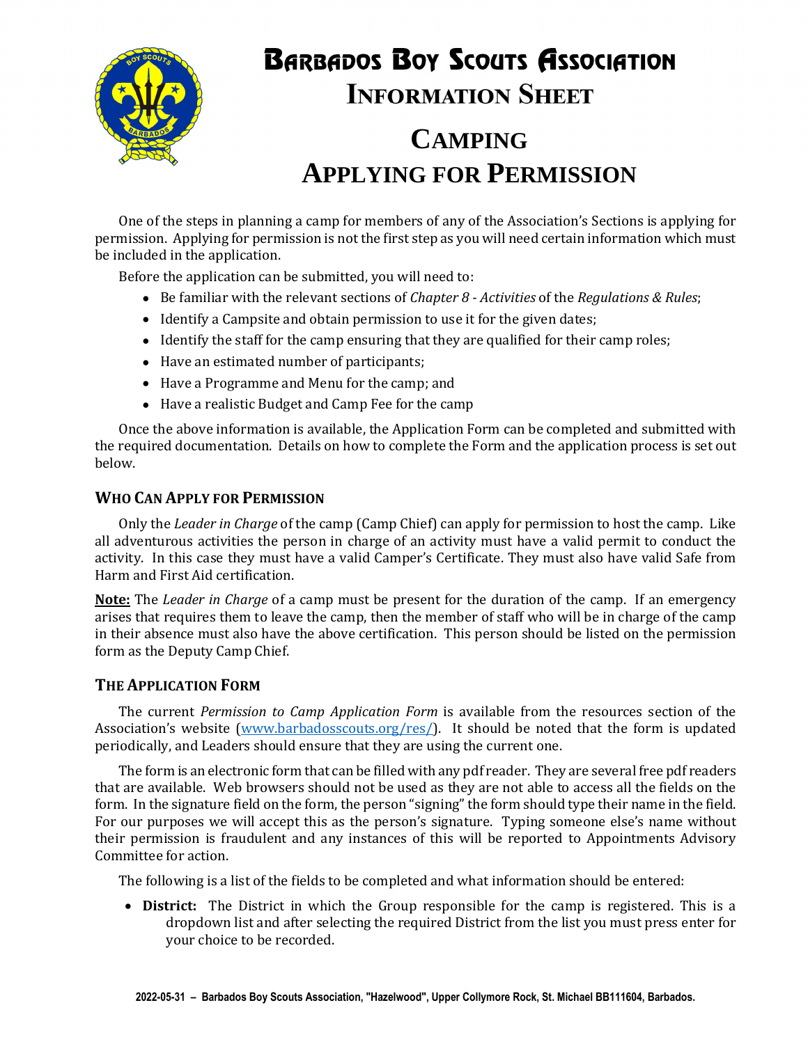# Barbados Boy Scouts Association
## Information Sheet

# Camping
# Applying for Permission

One of the steps in planning a camp for members of any of the Association's Sections is applying for permission. Applying for permission is not the first step as you will need certain information which must be included in the application.

Before the application can be submitted, you will need to:

- Be familiar with the relevant sections of *Chapter 8 - Activities* of the *Regulations & Rules*;
- Identify a Campsite and obtain permission to use it for the given dates;
- Identify the staff for the camp ensuring that they are qualified for their camp roles;
- Have an estimated number of participants;
- Have a Programme and Menu for the camp; and
- Have a realistic Budget and Camp Fee for the camp

Once the above information is available, the Application Form can be completed and submitted with the required documentation. Details on how to complete the Form and the application process is set out below.

### Who Can Apply for Permission

Only the *Leader in Charge* of the camp (Camp Chief) can apply for permission to host the camp. Like all adventurous activities the person in charge of an activity must have a valid permit to conduct the activity. In this case they must have a valid Camper's Certificate. They must also have valid Safe from Harm and First Aid certification.

**Note:** The *Leader in Charge* of a camp must be present for the duration of the camp. If an emergency arises that requires them to leave the camp, then the member of staff who will be in charge of the camp in their absence must also have the above certification. This person should be listed on the permission form as the Deputy Camp Chief.

### The Application Form

The current *Permission to Camp Application Form* is available from the resources section of the Association's website (www.barbadosscouts.org/res/). It should be noted that the form is updated periodically, and Leaders should ensure that they are using the current one.

The form is an electronic form that can be filled with any pdf reader. They are several free pdf readers that are available. Web browsers should not be used as they are not able to access all the fields on the form. In the signature field on the form, the person "signing" the form should type their name in the field. For our purposes we will accept this as the person's signature. Typing someone else's name without their permission is fraudulent and any instances of this will be reported to Appointments Advisory Committee for action.

The following is a list of the fields to be completed and what information should be entered:

- **District:** The District in which the Group responsible for the camp is registered. This is a dropdown list and after selecting the required District from the list you must press enter for your choice to be recorded.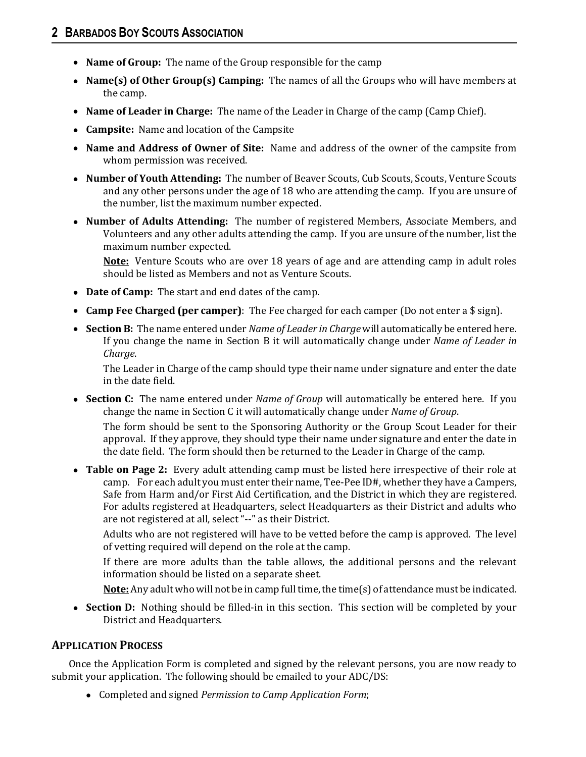- **Name of Group:** The name of the Group responsible for the camp
- **Name(s) of Other Group(s) Camping:** The names of all the Groups who will have members at the camp.
- **Name of Leader in Charge:** The name of the Leader in Charge of the camp (Camp Chief).
- **Campsite:** Name and location of the Campsite
- **Name and Address of Owner of Site:** Name and address of the owner of the campsite from whom permission was received.
- **Number of Youth Attending:** The number of Beaver Scouts, Cub Scouts, Scouts, Venture Scouts and any other persons under the age of 18 who are attending the camp. If you are unsure of the number, list the maximum number expected.
- **Number of Adults Attending:** The number of registered Members, Associate Members, and Volunteers and any other adults attending the camp. If you are unsure of the number, list the maximum number expected.

  **Note:** Venture Scouts who are over 18 years of age and are attending camp in adult roles should be listed as Members and not as Venture Scouts.
- **Date of Camp:** The start and end dates of the camp.
- **Camp Fee Charged (per camper)**: The Fee charged for each camper (Do not enter a $ sign).
- **Section B:** The name entered under *Name of Leader in Charge* will automatically be entered here. If you change the name in Section B it will automatically change under *Name of Leader in Charge*.

  The Leader in Charge of the camp should type their name under signature and enter the date in the date field.
- **Section C:** The name entered under *Name of Group* will automatically be entered here. If you change the name in Section C it will automatically change under *Name of Group*.

  The form should be sent to the Sponsoring Authority or the Group Scout Leader for their approval. If they approve, they should type their name under signature and enter the date in the date field. The form should then be returned to the Leader in Charge of the camp.
- **Table on Page 2:** Every adult attending camp must be listed here irrespective of their role at camp. For each adult you must enter their name, Tee-Pee ID#, whether they have a Campers, Safe from Harm and/or First Aid Certification, and the District in which they are registered. For adults registered at Headquarters, select Headquarters as their District and adults who are not registered at all, select "--" as their District.

  Adults who are not registered will have to be vetted before the camp is approved. The level of vetting required will depend on the role at the camp.

  If there are more adults than the table allows, the additional persons and the relevant information should be listed on a separate sheet.

  **Note:** Any adult who will not be in camp full time, the time(s) of attendance must be indicated.
- **Section D:** Nothing should be filled-in in this section. This section will be completed by your District and Headquarters.

## Application Process

Once the Application Form is completed and signed by the relevant persons, you are now ready to submit your application. The following should be emailed to your ADC/DS:

- Completed and signed *Permission to Camp Application Form*;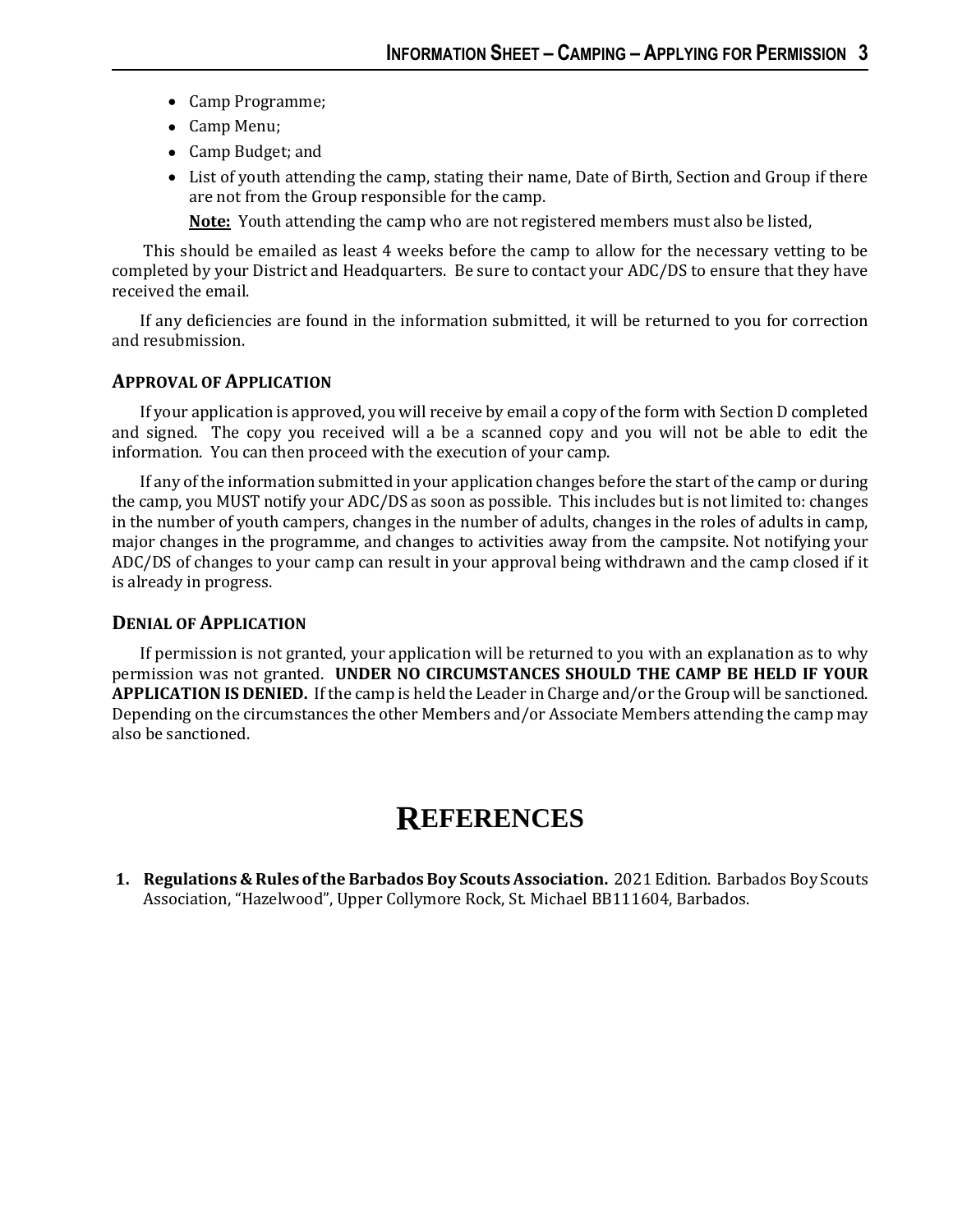- Camp Programme;
- Camp Menu;
- Camp Budget; and
- List of youth attending the camp, stating their name, Date of Birth, Section and Group if there are not from the Group responsible for the camp.

  **Note:** Youth attending the camp who are not registered members must also be listed,

This should be emailed as least 4 weeks before the camp to allow for the necessary vetting to be completed by your District and Headquarters. Be sure to contact your ADC/DS to ensure that they have received the email.

If any deficiencies are found in the information submitted, it will be returned to you for correction and resubmission.

### Approval of Application

If your application is approved, you will receive by email a copy of the form with Section D completed and signed. The copy you received will a be a scanned copy and you will not be able to edit the information. You can then proceed with the execution of your camp.

If any of the information submitted in your application changes before the start of the camp or during the camp, you MUST notify your ADC/DS as soon as possible. This includes but is not limited to: changes in the number of youth campers, changes in the number of adults, changes in the roles of adults in camp, major changes in the programme, and changes to activities away from the campsite. Not notifying your ADC/DS of changes to your camp can result in your approval being withdrawn and the camp closed if it is already in progress.

### Denial of Application

If permission is not granted, your application will be returned to you with an explanation as to why permission was not granted. **UNDER NO CIRCUMSTANCES SHOULD THE CAMP BE HELD IF YOUR APPLICATION IS DENIED.** If the camp is held the Leader in Charge and/or the Group will be sanctioned. Depending on the circumstances the other Members and/or Associate Members attending the camp may also be sanctioned.

# References

1. **Regulations & Rules of the Barbados Boy Scouts Association.** 2021 Edition. Barbados Boy Scouts Association, "Hazelwood", Upper Collymore Rock, St. Michael BB111604, Barbados.